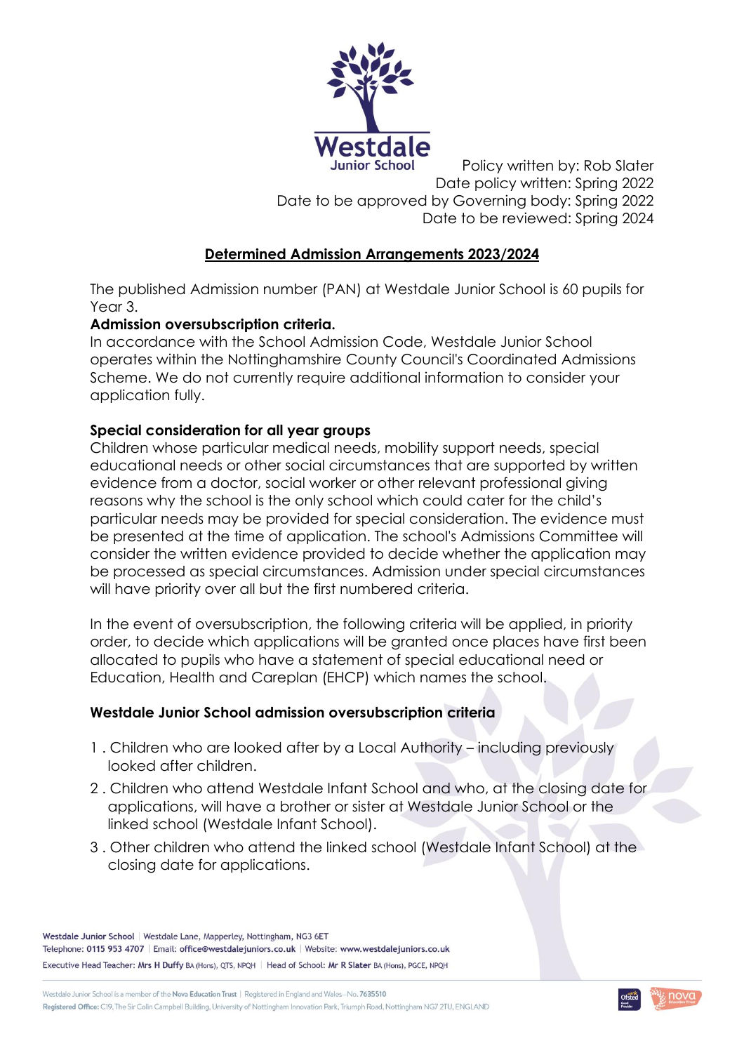Policy written by: Rob Slater
Date policy written: Spring 2022
Date to be approved by Governing body: Spring 2022
Date to be reviewed: Spring 2024

## Determined Admission Arrangements 2023/2024

The published Admission number (PAN) at Westdale Junior School is 60 pupils for Year 3.

**Admission oversubscription criteria.**

In accordance with the School Admission Code, Westdale Junior School operates within the Nottinghamshire County Council's Coordinated Admissions Scheme. We do not currently require additional information to consider your application fully.

**Special consideration for all year groups**

Children whose particular medical needs, mobility support needs, special educational needs or other social circumstances that are supported by written evidence from a doctor, social worker or other relevant professional giving reasons why the school is the only school which could cater for the child's particular needs may be provided for special consideration. The evidence must be presented at the time of application. The school's Admissions Committee will consider the written evidence provided to decide whether the application may be processed as special circumstances. Admission under special circumstances will have priority over all but the first numbered criteria.

In the event of oversubscription, the following criteria will be applied, in priority order, to decide which applications will be granted once places have first been allocated to pupils who have a statement of special educational need or Education, Health and Careplan (EHCP) which names the school.

**Westdale Junior School admission oversubscription criteria**

1. Children who are looked after by a Local Authority – including previously looked after children.
2. Children who attend Westdale Infant School and who, at the closing date for applications, will have a brother or sister at Westdale Junior School or the linked school (Westdale Infant School).
3. Other children who attend the linked school (Westdale Infant School) at the closing date for applications.

Westdale Junior School | Westdale Lane, Mapperley, Nottingham, NG3 6ET
Telephone: 0115 953 4707 | Email: office@westdalejuniors.co.uk | Website: www.westdalejuniors.co.uk
Executive Head Teacher: Mrs H Duffy BA (Hons), QTS, NPQH | Head of School: Mr R Slater BA (Hons), PGCE, NPQH

Westdale Junior School is a member of the Nova Education Trust | Registered in England and Wales—No. 7635510
Registered Office: C19, The Sir Colin Campbell Building, University of Nottingham Innovation Park, Triumph Road, Nottingham NG7 2TU, ENGLAND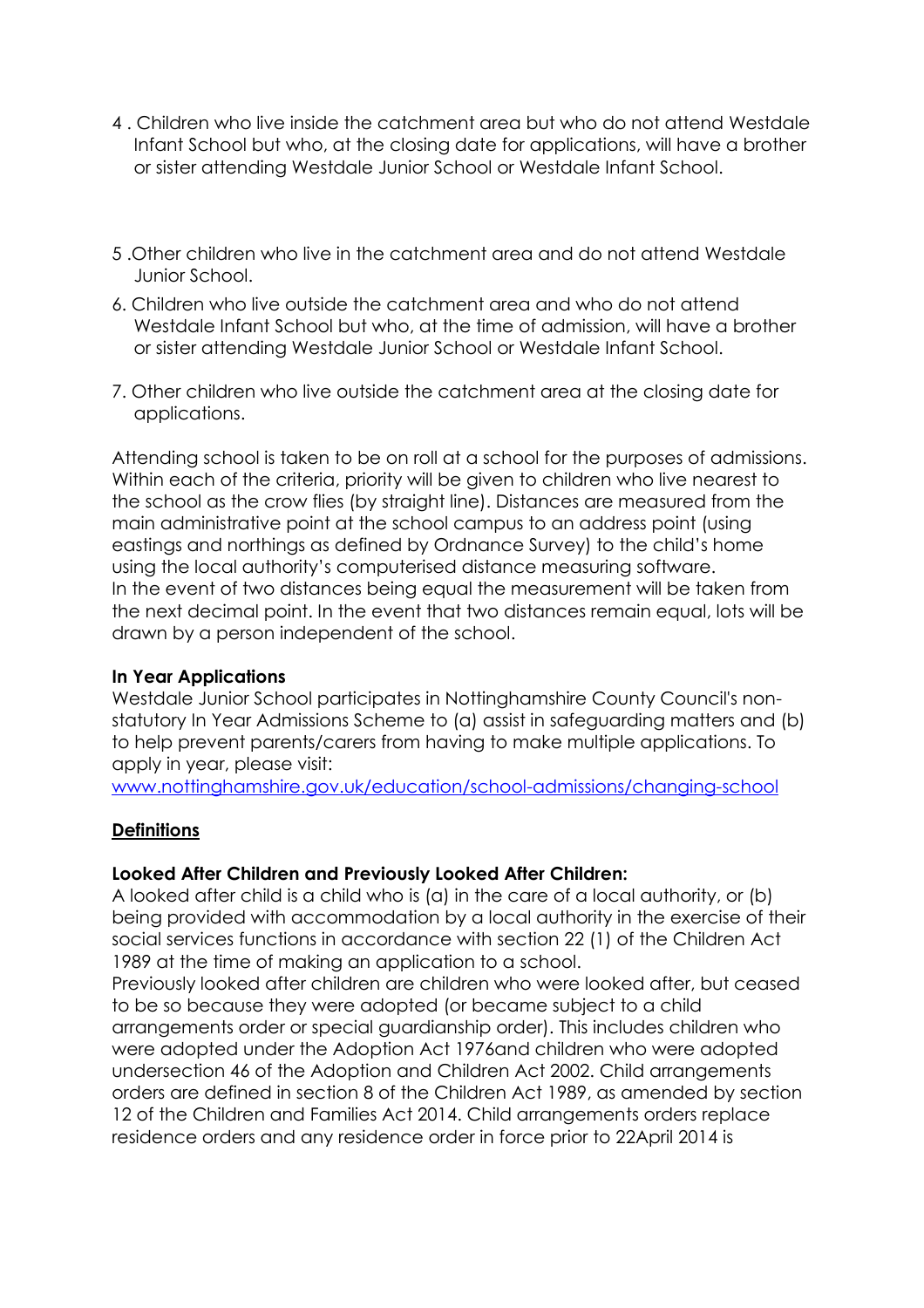4 . Children who live inside the catchment area but who do not attend Westdale Infant School but who, at the closing date for applications, will have a brother or sister attending Westdale Junior School or Westdale Infant School.

5 .Other children who live in the catchment area and do not attend Westdale Junior School.

6. Children who live outside the catchment area and who do not attend Westdale Infant School but who, at the time of admission, will have a brother or sister attending Westdale Junior School or Westdale Infant School.

7. Other children who live outside the catchment area at the closing date for applications.

Attending school is taken to be on roll at a school for the purposes of admissions. Within each of the criteria, priority will be given to children who live nearest to the school as the crow flies (by straight line). Distances are measured from the main administrative point at the school campus to an address point (using eastings and northings as defined by Ordnance Survey) to the child's home using the local authority's computerised distance measuring software.
In the event of two distances being equal the measurement will be taken from the next decimal point. In the event that two distances remain equal, lots will be drawn by a person independent of the school.

**In Year Applications**

Westdale Junior School participates in Nottinghamshire County Council's non-statutory In Year Admissions Scheme to (a) assist in safeguarding matters and (b) to help prevent parents/carers from having to make multiple applications. To apply in year, please visit:
www.nottinghamshire.gov.uk/education/school-admissions/changing-school

**Definitions**

**Looked After Children and Previously Looked After Children:**

A looked after child is a child who is (a) in the care of a local authority, or (b) being provided with accommodation by a local authority in the exercise of their social services functions in accordance with section 22 (1) of the Children Act 1989 at the time of making an application to a school.
Previously looked after children are children who were looked after, but ceased to be so because they were adopted (or became subject to a child arrangements order or special guardianship order). This includes children who were adopted under the Adoption Act 1976and children who were adopted undersection 46 of the Adoption and Children Act 2002. Child arrangements orders are defined in section 8 of the Children Act 1989, as amended by section 12 of the Children and Families Act 2014. Child arrangements orders replace residence orders and any residence order in force prior to 22April 2014 is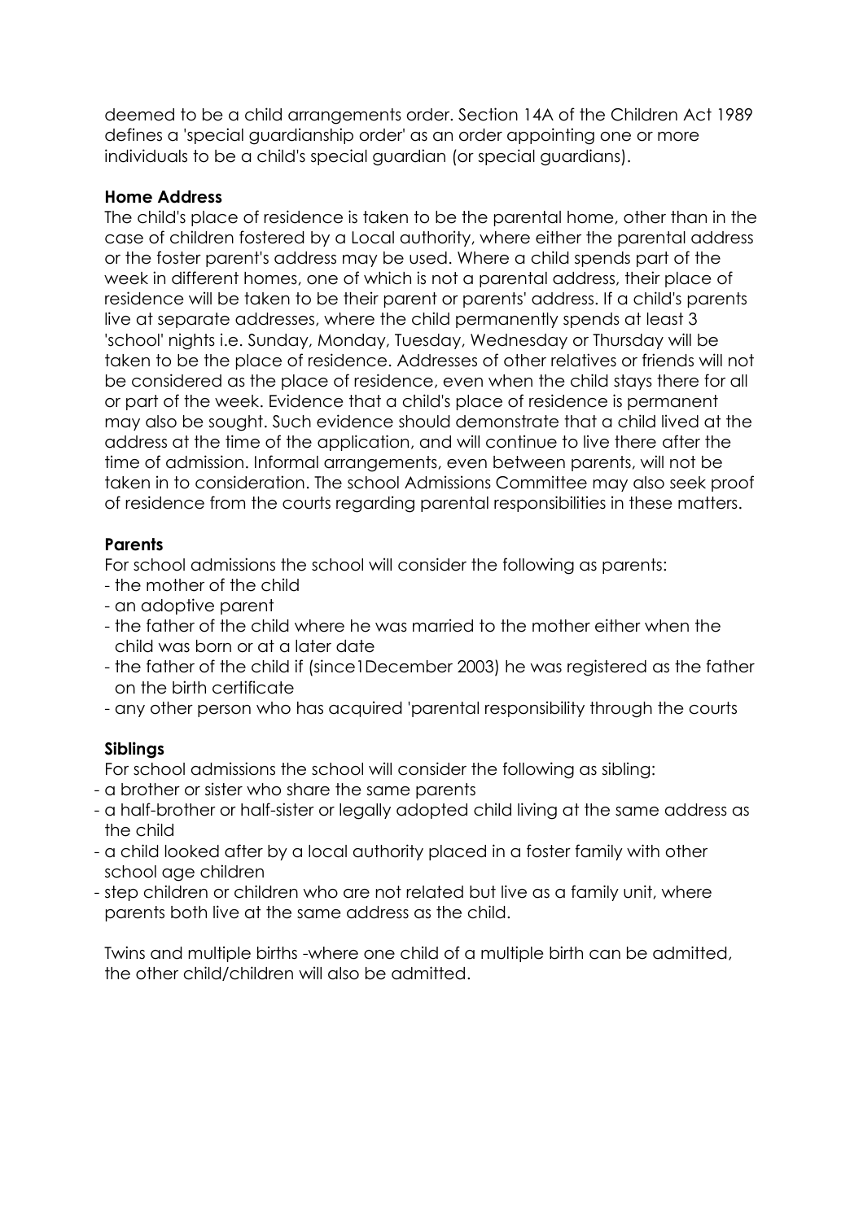deemed to be a child arrangements order. Section 14A of the Children Act 1989 defines a 'special guardianship order' as an order appointing one or more individuals to be a child's special guardian (or special guardians).

**Home Address**

The child's place of residence is taken to be the parental home, other than in the case of children fostered by a Local authority, where either the parental address or the foster parent's address may be used. Where a child spends part of the week in different homes, one of which is not a parental address, their place of residence will be taken to be their parent or parents' address. If a child's parents live at separate addresses, where the child permanently spends at least 3 'school' nights i.e. Sunday, Monday, Tuesday, Wednesday or Thursday will be taken to be the place of residence. Addresses of other relatives or friends will not be considered as the place of residence, even when the child stays there for all or part of the week. Evidence that a child's place of residence is permanent may also be sought. Such evidence should demonstrate that a child lived at the address at the time of the application, and will continue to live there after the time of admission. Informal arrangements, even between parents, will not be taken in to consideration. The school Admissions Committee may also seek proof of residence from the courts regarding parental responsibilities in these matters.

**Parents**

For school admissions the school will consider the following as parents:

- the mother of the child
- an adoptive parent
- the father of the child where he was married to the mother either when the child was born or at a later date
- the father of the child if (since1December 2003) he was registered as the father on the birth certificate
- any other person who has acquired 'parental responsibility through the courts

**Siblings**

For school admissions the school will consider the following as sibling:

- a brother or sister who share the same parents
- a half-brother or half-sister or legally adopted child living at the same address as the child
- a child looked after by a local authority placed in a foster family with other school age children
- step children or children who are not related but live as a family unit, where parents both live at the same address as the child.

Twins and multiple births -where one child of a multiple birth can be admitted, the other child/children will also be admitted.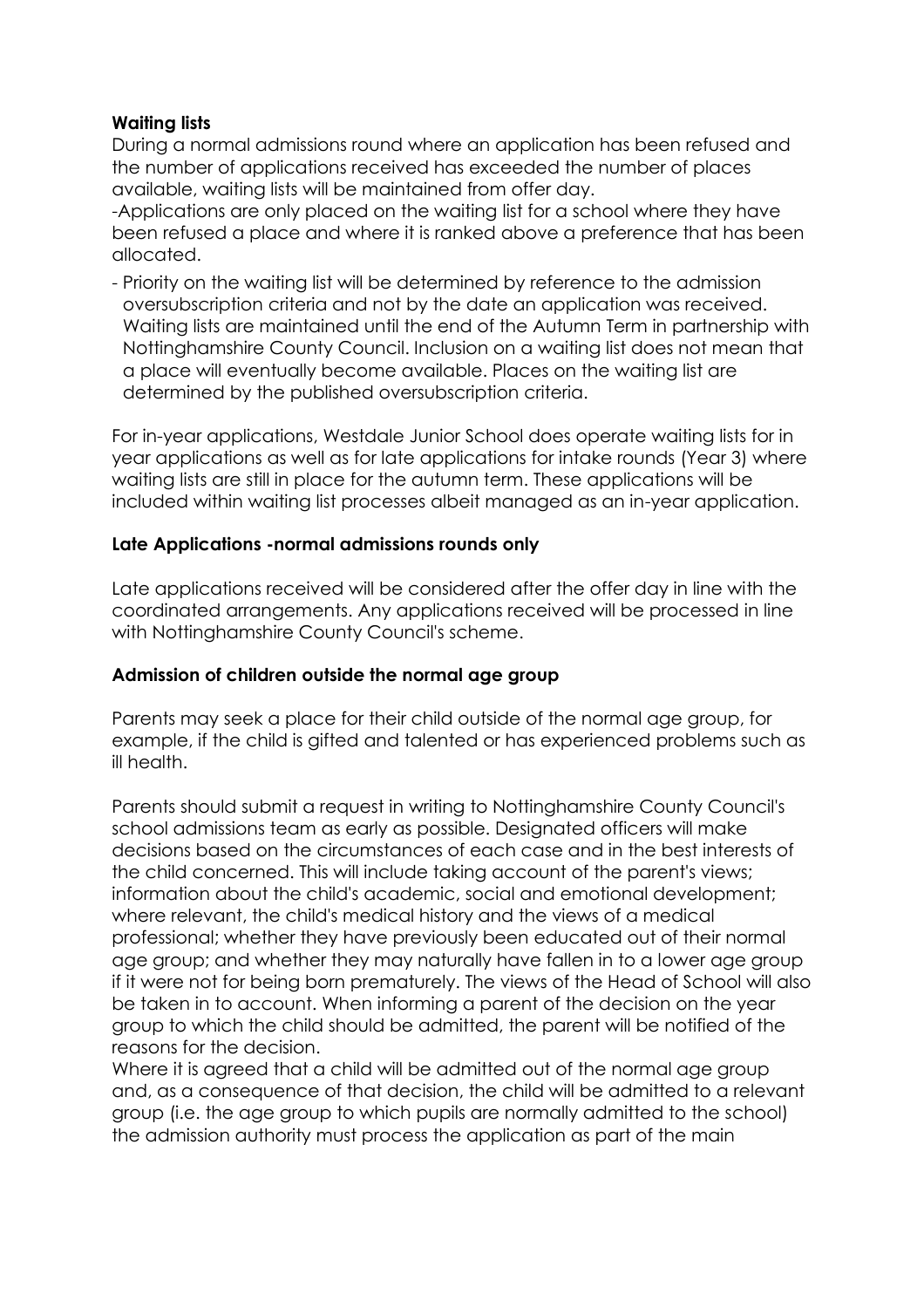**Waiting lists**

During a normal admissions round where an application has been refused and the number of applications received has exceeded the number of places available, waiting lists will be maintained from offer day.

-Applications are only placed on the waiting list for a school where they have been refused a place and where it is ranked above a preference that has been allocated.

- Priority on the waiting list will be determined by reference to the admission oversubscription criteria and not by the date an application was received. Waiting lists are maintained until the end of the Autumn Term in partnership with Nottinghamshire County Council. Inclusion on a waiting list does not mean that a place will eventually become available. Places on the waiting list are determined by the published oversubscription criteria.

For in-year applications, Westdale Junior School does operate waiting lists for in year applications as well as for late applications for intake rounds (Year 3) where waiting lists are still in place for the autumn term. These applications will be included within waiting list processes albeit managed as an in-year application.

**Late Applications -normal admissions rounds only**

Late applications received will be considered after the offer day in line with the coordinated arrangements. Any applications received will be processed in line with Nottinghamshire County Council's scheme.

**Admission of children outside the normal age group**

Parents may seek a place for their child outside of the normal age group, for example, if the child is gifted and talented or has experienced problems such as ill health.

Parents should submit a request in writing to Nottinghamshire County Council's school admissions team as early as possible. Designated officers will make decisions based on the circumstances of each case and in the best interests of the child concerned. This will include taking account of the parent's views; information about the child's academic, social and emotional development; where relevant, the child's medical history and the views of a medical professional; whether they have previously been educated out of their normal age group; and whether they may naturally have fallen in to a lower age group if it were not for being born prematurely. The views of the Head of School will also be taken in to account. When informing a parent of the decision on the year group to which the child should be admitted, the parent will be notified of the reasons for the decision.

Where it is agreed that a child will be admitted out of the normal age group and, as a consequence of that decision, the child will be admitted to a relevant group (i.e. the age group to which pupils are normally admitted to the school) the admission authority must process the application as part of the main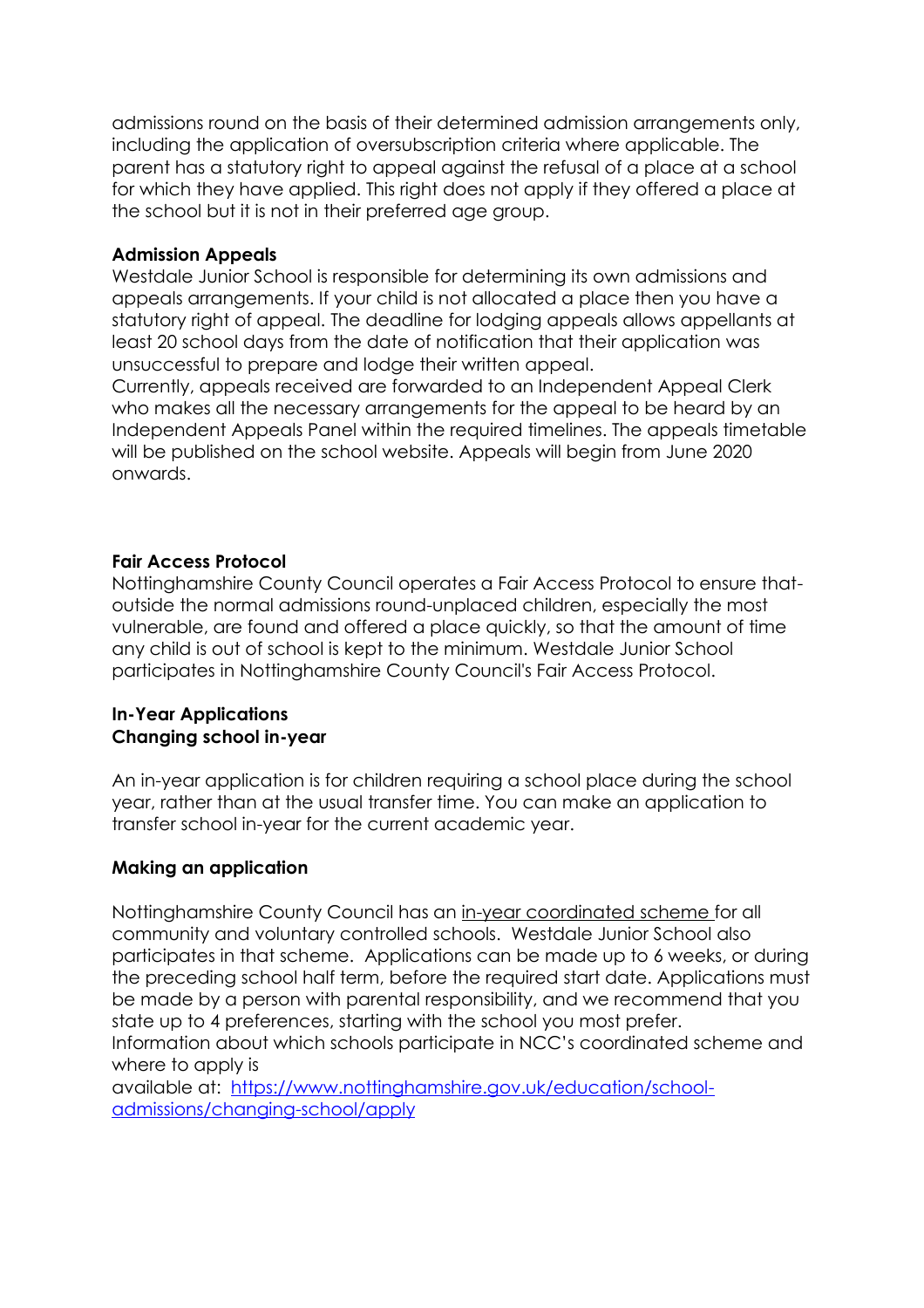admissions round on the basis of their determined admission arrangements only, including the application of oversubscription criteria where applicable. The parent has a statutory right to appeal against the refusal of a place at a school for which they have applied. This right does not apply if they offered a place at the school but it is not in their preferred age group.

**Admission Appeals**

Westdale Junior School is responsible for determining its own admissions and appeals arrangements. If your child is not allocated a place then you have a statutory right of appeal. The deadline for lodging appeals allows appellants at least 20 school days from the date of notification that their application was unsuccessful to prepare and lodge their written appeal.

Currently, appeals received are forwarded to an Independent Appeal Clerk who makes all the necessary arrangements for the appeal to be heard by an Independent Appeals Panel within the required timelines. The appeals timetable will be published on the school website. Appeals will begin from June 2020 onwards.

**Fair Access Protocol**

Nottinghamshire County Council operates a Fair Access Protocol to ensure that-outside the normal admissions round-unplaced children, especially the most vulnerable, are found and offered a place quickly, so that the amount of time any child is out of school is kept to the minimum. Westdale Junior School participates in Nottinghamshire County Council's Fair Access Protocol.

**In-Year Applications**
**Changing school in-year**

An in-year application is for children requiring a school place during the school year, rather than at the usual transfer time. You can make an application to transfer school in-year for the current academic year.

**Making an application**

Nottinghamshire County Council has an in-year coordinated scheme for all community and voluntary controlled schools. Westdale Junior School also participates in that scheme. Applications can be made up to 6 weeks, or during the preceding school half term, before the required start date. Applications must be made by a person with parental responsibility, and we recommend that you state up to 4 preferences, starting with the school you most prefer.

Information about which schools participate in NCC's coordinated scheme and where to apply is available at: https://www.nottinghamshire.gov.uk/education/school-admissions/changing-school/apply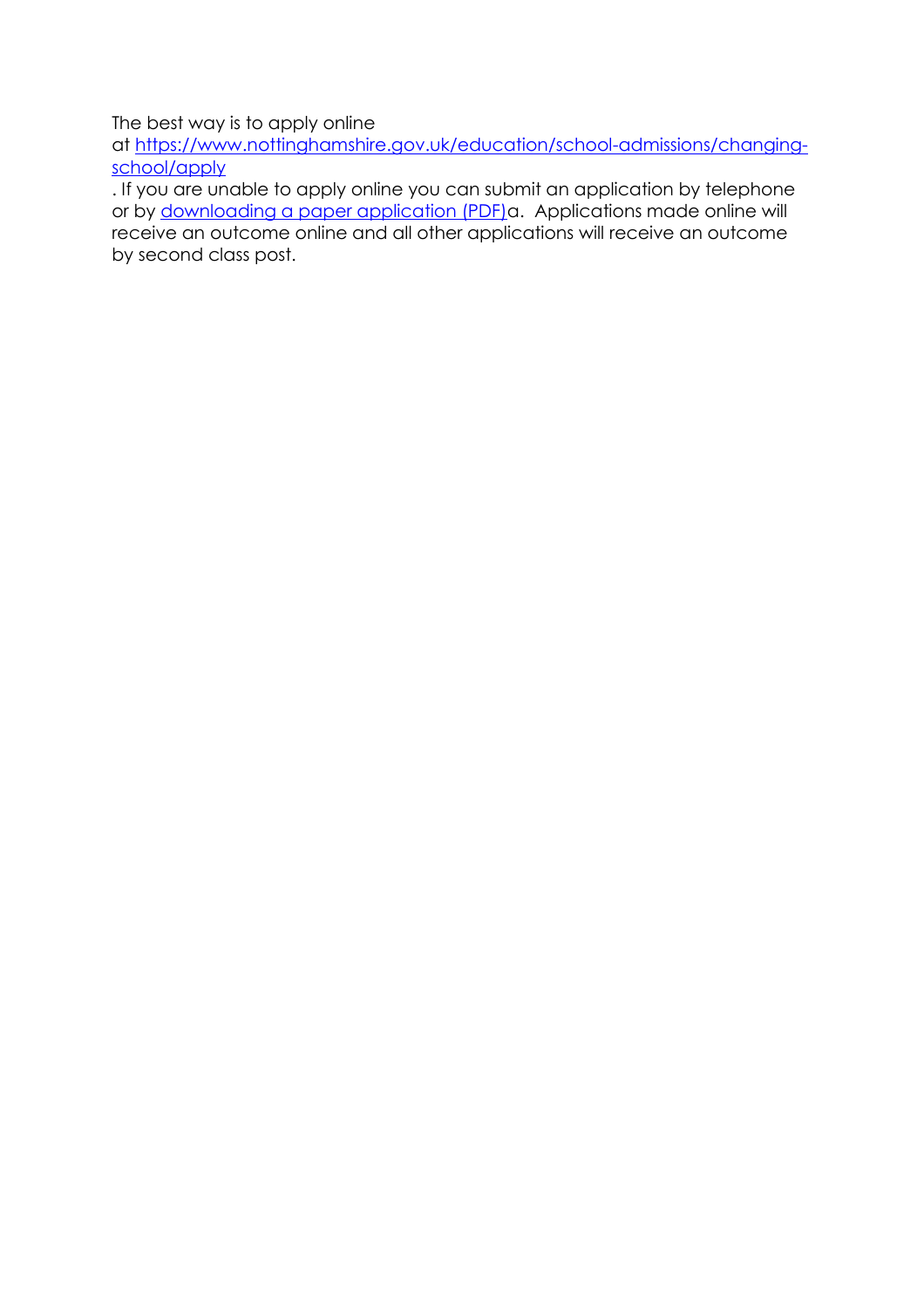The best way is to apply online at [https://www.nottinghamshire.gov.uk/education/school-admissions/changing-school/apply](https://www.nottinghamshire.gov.uk/education/school-admissions/changing-school/apply)

. If you are unable to apply online you can submit an application by telephone or by [downloading a paper application (PDF)](#)a. Applications made online will receive an outcome online and all other applications will receive an outcome by second class post.